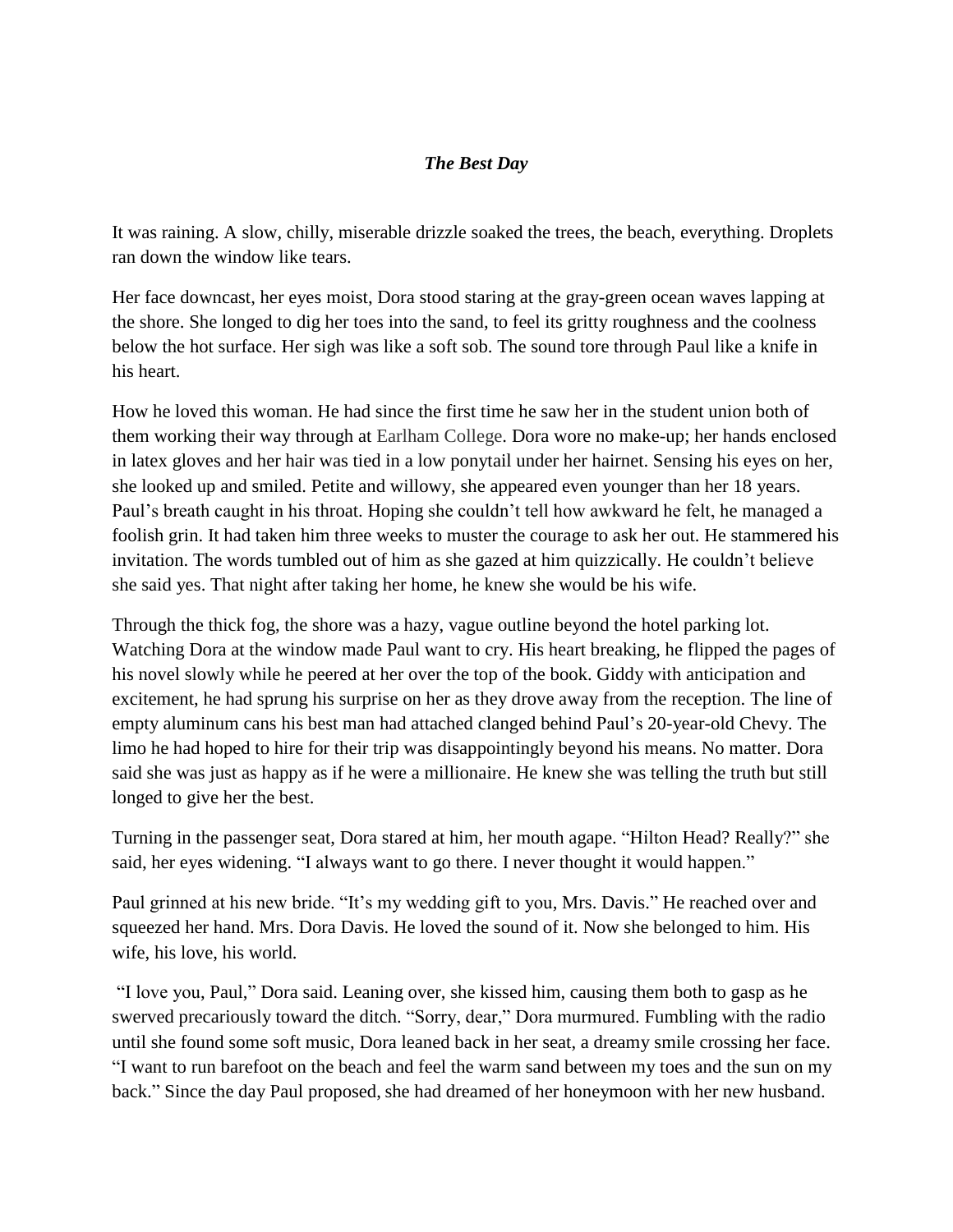***The Best Day***

It was raining. A slow, chilly, miserable drizzle soaked the trees, the beach, everything. Droplets ran down the window like tears.

Her face downcast, her eyes moist, Dora stood staring at the gray-green ocean waves lapping at the shore. She longed to dig her toes into the sand, to feel its gritty roughness and the coolness below the hot surface. Her sigh was like a soft sob. The sound tore through Paul like a knife in his heart.

How he loved this woman. He had since the first time he saw her in the student union both of them working their way through at Earlham College. Dora wore no make-up; her hands enclosed in latex gloves and her hair was tied in a low ponytail under her hairnet. Sensing his eyes on her, she looked up and smiled. Petite and willowy, she appeared even younger than her 18 years. Paul's breath caught in his throat. Hoping she couldn't tell how awkward he felt, he managed a foolish grin. It had taken him three weeks to muster the courage to ask her out. He stammered his invitation. The words tumbled out of him as she gazed at him quizzically. He couldn't believe she said yes. That night after taking her home, he knew she would be his wife.

Through the thick fog, the shore was a hazy, vague outline beyond the hotel parking lot. Watching Dora at the window made Paul want to cry. His heart breaking, he flipped the pages of his novel slowly while he peered at her over the top of the book. Giddy with anticipation and excitement, he had sprung his surprise on her as they drove away from the reception. The line of empty aluminum cans his best man had attached clanged behind Paul's 20-year-old Chevy. The limo he had hoped to hire for their trip was disappointingly beyond his means. No matter. Dora said she was just as happy as if he were a millionaire. He knew she was telling the truth but still longed to give her the best.

Turning in the passenger seat, Dora stared at him, her mouth agape. "Hilton Head? Really?" she said, her eyes widening. "I always want to go there. I never thought it would happen."

Paul grinned at his new bride. "It's my wedding gift to you, Mrs. Davis." He reached over and squeezed her hand. Mrs. Dora Davis. He loved the sound of it. Now she belonged to him. His wife, his love, his world.

"I love you, Paul," Dora said. Leaning over, she kissed him, causing them both to gasp as he swerved precariously toward the ditch. "Sorry, dear," Dora murmured. Fumbling with the radio until she found some soft music, Dora leaned back in her seat, a dreamy smile crossing her face. "I want to run barefoot on the beach and feel the warm sand between my toes and the sun on my back." Since the day Paul proposed, she had dreamed of her honeymoon with her new husband.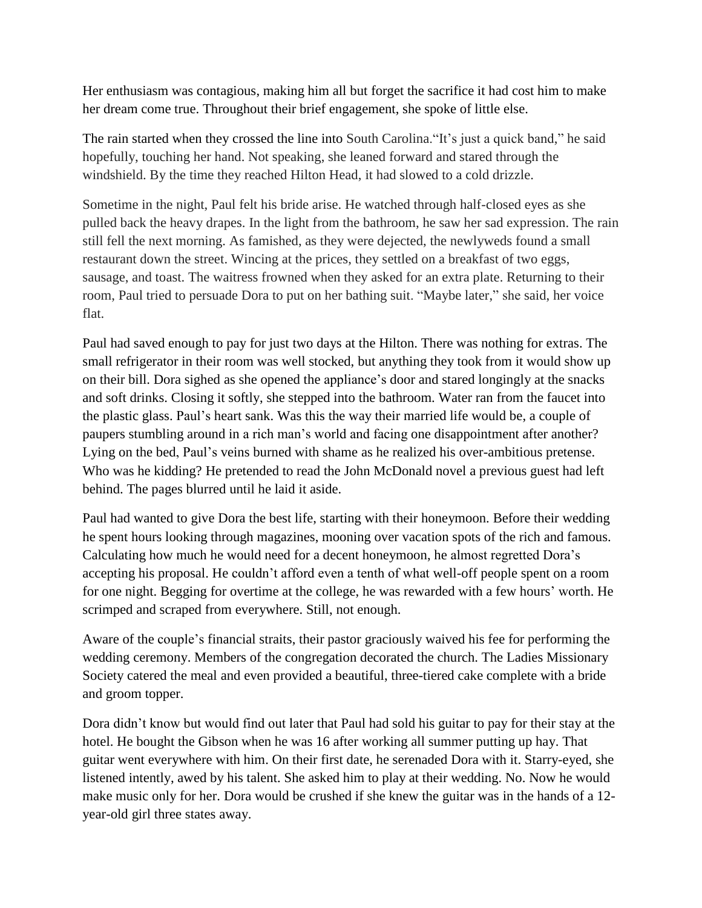Her enthusiasm was contagious, making him all but forget the sacrifice it had cost him to make her dream come true. Throughout their brief engagement, she spoke of little else.

The rain started when they crossed the line into South Carolina."It's just a quick band," he said hopefully, touching her hand. Not speaking, she leaned forward and stared through the windshield. By the time they reached Hilton Head, it had slowed to a cold drizzle.

Sometime in the night, Paul felt his bride arise. He watched through half-closed eyes as she pulled back the heavy drapes. In the light from the bathroom, he saw her sad expression. The rain still fell the next morning. As famished, as they were dejected, the newlyweds found a small restaurant down the street. Wincing at the prices, they settled on a breakfast of two eggs, sausage, and toast. The waitress frowned when they asked for an extra plate. Returning to their room, Paul tried to persuade Dora to put on her bathing suit. "Maybe later," she said, her voice flat.

Paul had saved enough to pay for just two days at the Hilton. There was nothing for extras. The small refrigerator in their room was well stocked, but anything they took from it would show up on their bill. Dora sighed as she opened the appliance's door and stared longingly at the snacks and soft drinks. Closing it softly, she stepped into the bathroom. Water ran from the faucet into the plastic glass. Paul's heart sank. Was this the way their married life would be, a couple of paupers stumbling around in a rich man's world and facing one disappointment after another? Lying on the bed, Paul's veins burned with shame as he realized his over-ambitious pretense. Who was he kidding? He pretended to read the John McDonald novel a previous guest had left behind. The pages blurred until he laid it aside.

Paul had wanted to give Dora the best life, starting with their honeymoon. Before their wedding he spent hours looking through magazines, mooning over vacation spots of the rich and famous. Calculating how much he would need for a decent honeymoon, he almost regretted Dora's accepting his proposal. He couldn't afford even a tenth of what well-off people spent on a room for one night. Begging for overtime at the college, he was rewarded with a few hours' worth. He scrimped and scraped from everywhere. Still, not enough.

Aware of the couple's financial straits, their pastor graciously waived his fee for performing the wedding ceremony. Members of the congregation decorated the church. The Ladies Missionary Society catered the meal and even provided a beautiful, three-tiered cake complete with a bride and groom topper.

Dora didn't know but would find out later that Paul had sold his guitar to pay for their stay at the hotel. He bought the Gibson when he was 16 after working all summer putting up hay. That guitar went everywhere with him. On their first date, he serenaded Dora with it. Starry-eyed, she listened intently, awed by his talent. She asked him to play at their wedding. No. Now he would make music only for her. Dora would be crushed if she knew the guitar was in the hands of a 12-year-old girl three states away.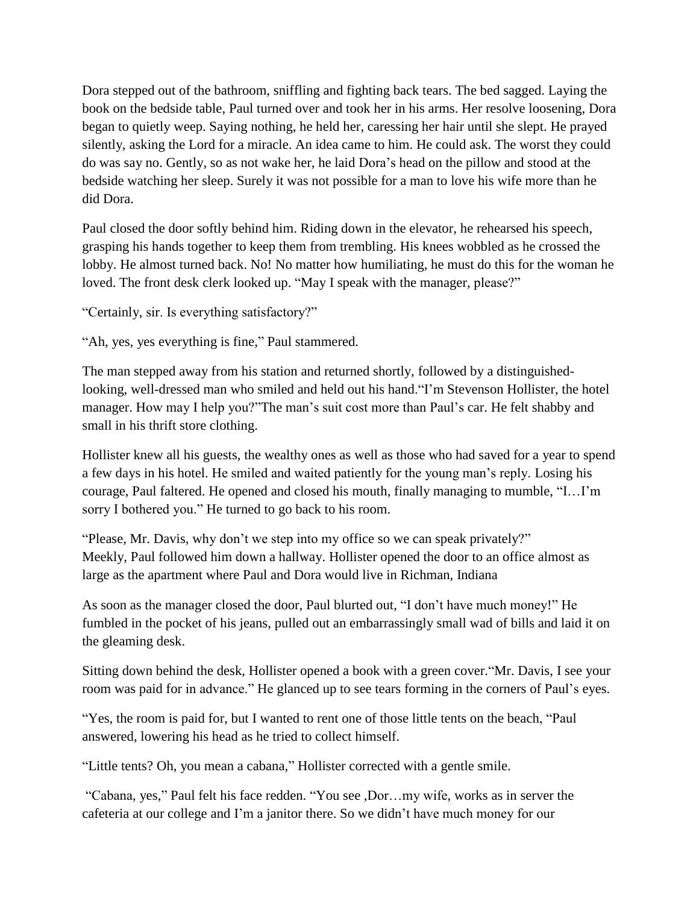Dora stepped out of the bathroom, sniffling and fighting back tears. The bed sagged. Laying the book on the bedside table, Paul turned over and took her in his arms. Her resolve loosening, Dora began to quietly weep. Saying nothing, he held her, caressing her hair until she slept. He prayed silently, asking the Lord for a miracle. An idea came to him. He could ask. The worst they could do was say no. Gently, so as not wake her, he laid Dora's head on the pillow and stood at the bedside watching her sleep. Surely it was not possible for a man to love his wife more than he did Dora.

Paul closed the door softly behind him. Riding down in the elevator, he rehearsed his speech, grasping his hands together to keep them from trembling. His knees wobbled as he crossed the lobby. He almost turned back. No! No matter how humiliating, he must do this for the woman he loved. The front desk clerk looked up. "May I speak with the manager, please?"

"Certainly, sir. Is everything satisfactory?"

"Ah, yes, yes everything is fine," Paul stammered.

The man stepped away from his station and returned shortly, followed by a distinguished-looking, well-dressed man who smiled and held out his hand."I'm Stevenson Hollister, the hotel manager. How may I help you?"The man's suit cost more than Paul's car. He felt shabby and small in his thrift store clothing.

Hollister knew all his guests, the wealthy ones as well as those who had saved for a year to spend a few days in his hotel. He smiled and waited patiently for the young man's reply. Losing his courage, Paul faltered. He opened and closed his mouth, finally managing to mumble, "I…I'm sorry I bothered you." He turned to go back to his room.

"Please, Mr. Davis, why don't we step into my office so we can speak privately?"
Meekly, Paul followed him down a hallway. Hollister opened the door to an office almost as large as the apartment where Paul and Dora would live in Richman, Indiana

As soon as the manager closed the door, Paul blurted out, "I don't have much money!" He fumbled in the pocket of his jeans, pulled out an embarrassingly small wad of bills and laid it on the gleaming desk.

Sitting down behind the desk, Hollister opened a book with a green cover."Mr. Davis, I see your room was paid for in advance." He glanced up to see tears forming in the corners of Paul's eyes.

"Yes, the room is paid for, but I wanted to rent one of those little tents on the beach, "Paul answered, lowering his head as he tried to collect himself.

"Little tents? Oh, you mean a cabana," Hollister corrected with a gentle smile.

"Cabana, yes," Paul felt his face redden. "You see ,Dor…my wife, works as in server the cafeteria at our college and I'm a janitor there. So we didn't have much money for our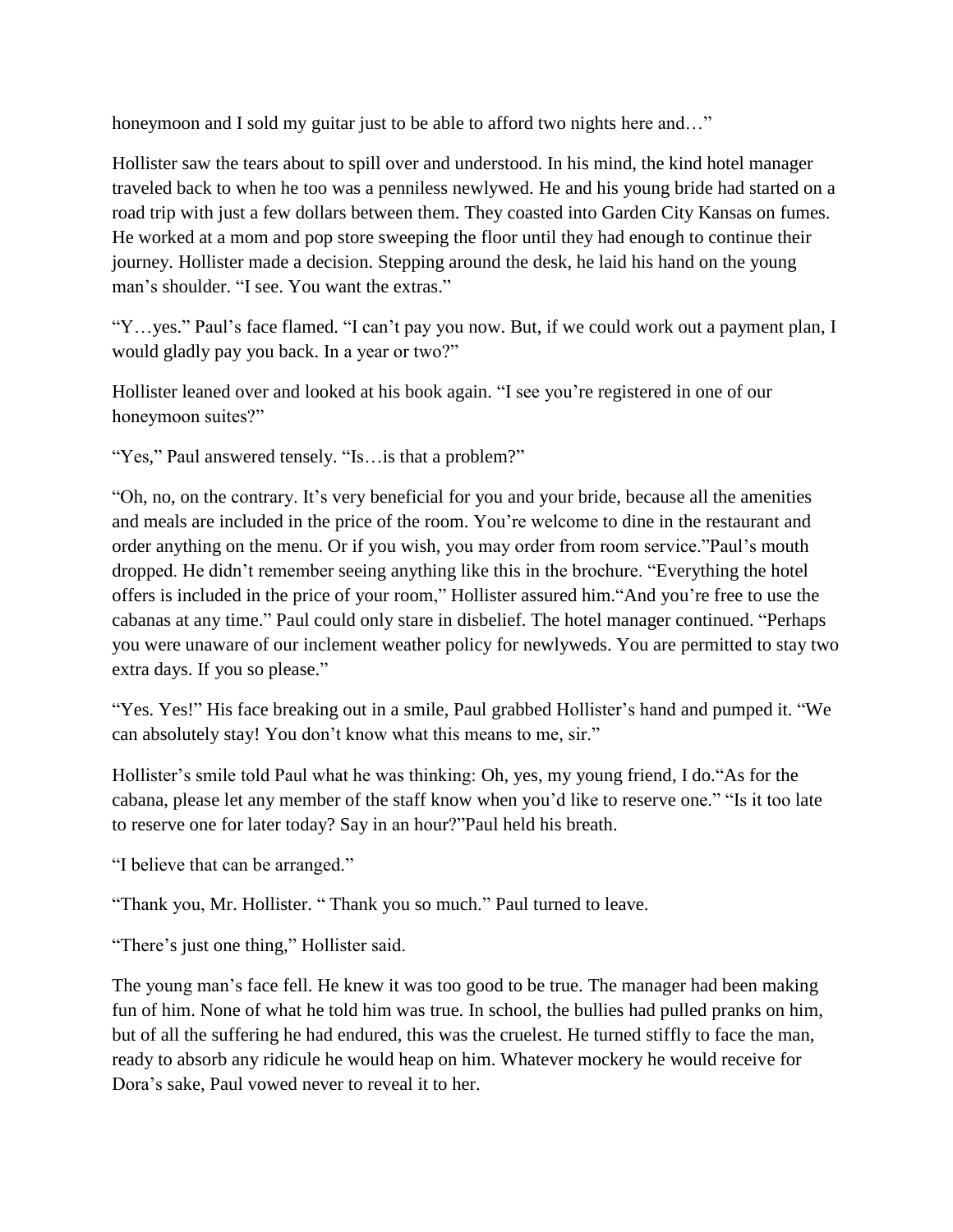honeymoon and I sold my guitar just to be able to afford two nights here and…"

Hollister saw the tears about to spill over and understood. In his mind, the kind hotel manager traveled back to when he too was a penniless newlywed. He and his young bride had started on a road trip with just a few dollars between them. They coasted into Garden City Kansas on fumes. He worked at a mom and pop store sweeping the floor until they had enough to continue their journey. Hollister made a decision. Stepping around the desk, he laid his hand on the young man's shoulder. "I see. You want the extras."

"Y…yes." Paul's face flamed. "I can't pay you now. But, if we could work out a payment plan, I would gladly pay you back. In a year or two?"

Hollister leaned over and looked at his book again. "I see you're registered in one of our honeymoon suites?"

"Yes," Paul answered tensely. "Is…is that a problem?"

"Oh, no, on the contrary. It's very beneficial for you and your bride, because all the amenities and meals are included in the price of the room. You're welcome to dine in the restaurant and order anything on the menu. Or if you wish, you may order from room service."Paul's mouth dropped. He didn't remember seeing anything like this in the brochure. "Everything the hotel offers is included in the price of your room," Hollister assured him."And you're free to use the cabanas at any time." Paul could only stare in disbelief. The hotel manager continued. "Perhaps you were unaware of our inclement weather policy for newlyweds. You are permitted to stay two extra days. If you so please."

"Yes. Yes!" His face breaking out in a smile, Paul grabbed Hollister's hand and pumped it. "We can absolutely stay! You don't know what this means to me, sir."

Hollister's smile told Paul what he was thinking: Oh, yes, my young friend, I do."As for the cabana, please let any member of the staff know when you'd like to reserve one." "Is it too late to reserve one for later today? Say in an hour?"Paul held his breath.

"I believe that can be arranged."

"Thank you, Mr. Hollister. " Thank you so much." Paul turned to leave.

"There's just one thing," Hollister said.

The young man's face fell. He knew it was too good to be true. The manager had been making fun of him. None of what he told him was true. In school, the bullies had pulled pranks on him, but of all the suffering he had endured, this was the cruelest. He turned stiffly to face the man, ready to absorb any ridicule he would heap on him. Whatever mockery he would receive for Dora's sake, Paul vowed never to reveal it to her.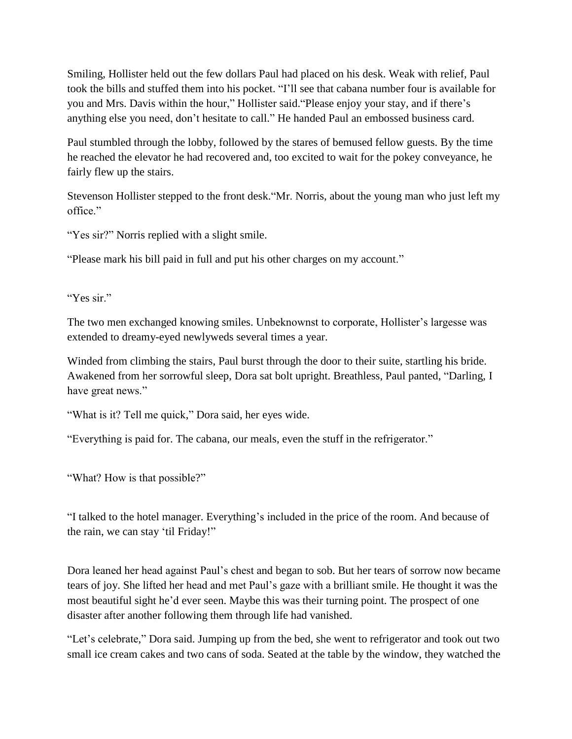Smiling, Hollister held out the few dollars Paul had placed on his desk. Weak with relief, Paul took the bills and stuffed them into his pocket. "I'll see that cabana number four is available for you and Mrs. Davis within the hour," Hollister said."Please enjoy your stay, and if there's anything else you need, don't hesitate to call." He handed Paul an embossed business card.

Paul stumbled through the lobby, followed by the stares of bemused fellow guests. By the time he reached the elevator he had recovered and, too excited to wait for the pokey conveyance, he fairly flew up the stairs.

Stevenson Hollister stepped to the front desk."Mr. Norris, about the young man who just left my office."

"Yes sir?" Norris replied with a slight smile.

"Please mark his bill paid in full and put his other charges on my account."

"Yes sir."

The two men exchanged knowing smiles. Unbeknownst to corporate, Hollister's largesse was extended to dreamy-eyed newlyweds several times a year.

Winded from climbing the stairs, Paul burst through the door to their suite, startling his bride. Awakened from her sorrowful sleep, Dora sat bolt upright. Breathless, Paul panted, "Darling, I have great news."

"What is it? Tell me quick," Dora said, her eyes wide.

"Everything is paid for. The cabana, our meals, even the stuff in the refrigerator."

"What? How is that possible?"

"I talked to the hotel manager. Everything's included in the price of the room. And because of the rain, we can stay 'til Friday!"

Dora leaned her head against Paul's chest and began to sob. But her tears of sorrow now became tears of joy. She lifted her head and met Paul's gaze with a brilliant smile. He thought it was the most beautiful sight he'd ever seen. Maybe this was their turning point. The prospect of one disaster after another following them through life had vanished.

"Let's celebrate," Dora said. Jumping up from the bed, she went to refrigerator and took out two small ice cream cakes and two cans of soda. Seated at the table by the window, they watched the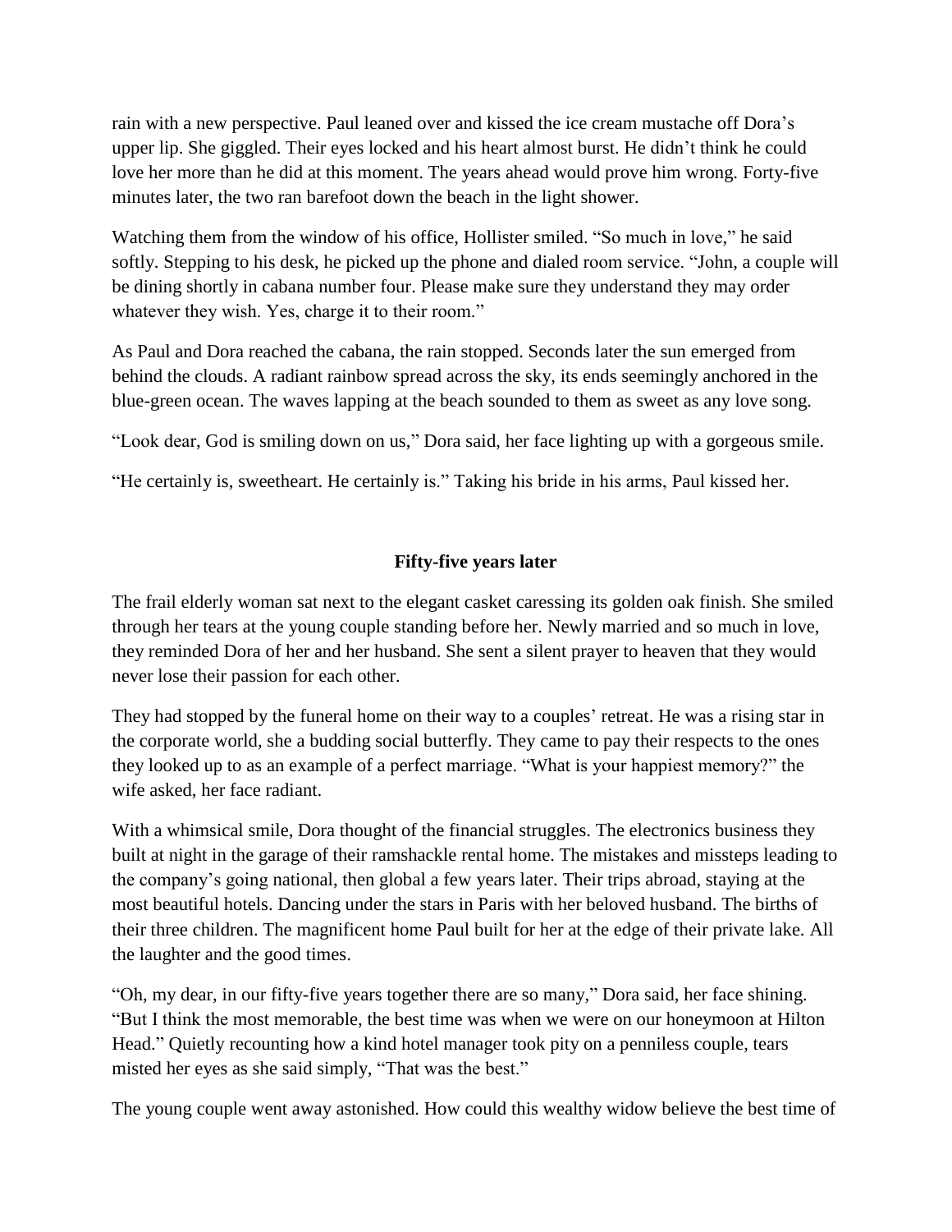rain with a new perspective. Paul leaned over and kissed the ice cream mustache off Dora's upper lip. She giggled. Their eyes locked and his heart almost burst. He didn't think he could love her more than he did at this moment. The years ahead would prove him wrong. Forty-five minutes later, the two ran barefoot down the beach in the light shower.

Watching them from the window of his office, Hollister smiled. "So much in love," he said softly. Stepping to his desk, he picked up the phone and dialed room service. "John, a couple will be dining shortly in cabana number four. Please make sure they understand they may order whatever they wish. Yes, charge it to their room."

As Paul and Dora reached the cabana, the rain stopped. Seconds later the sun emerged from behind the clouds. A radiant rainbow spread across the sky, its ends seemingly anchored in the blue-green ocean. The waves lapping at the beach sounded to them as sweet as any love song.

"Look dear, God is smiling down on us," Dora said, her face lighting up with a gorgeous smile.

"He certainly is, sweetheart. He certainly is." Taking his bride in his arms, Paul kissed her.

**Fifty-five years later**

The frail elderly woman sat next to the elegant casket caressing its golden oak finish. She smiled through her tears at the young couple standing before her. Newly married and so much in love, they reminded Dora of her and her husband. She sent a silent prayer to heaven that they would never lose their passion for each other.

They had stopped by the funeral home on their way to a couples' retreat. He was a rising star in the corporate world, she a budding social butterfly. They came to pay their respects to the ones they looked up to as an example of a perfect marriage. "What is your happiest memory?" the wife asked, her face radiant.

With a whimsical smile, Dora thought of the financial struggles. The electronics business they built at night in the garage of their ramshackle rental home. The mistakes and missteps leading to the company's going national, then global a few years later. Their trips abroad, staying at the most beautiful hotels. Dancing under the stars in Paris with her beloved husband. The births of their three children. The magnificent home Paul built for her at the edge of their private lake. All the laughter and the good times.

"Oh, my dear, in our fifty-five years together there are so many," Dora said, her face shining. "But I think the most memorable, the best time was when we were on our honeymoon at Hilton Head." Quietly recounting how a kind hotel manager took pity on a penniless couple, tears misted her eyes as she said simply, "That was the best."

The young couple went away astonished. How could this wealthy widow believe the best time of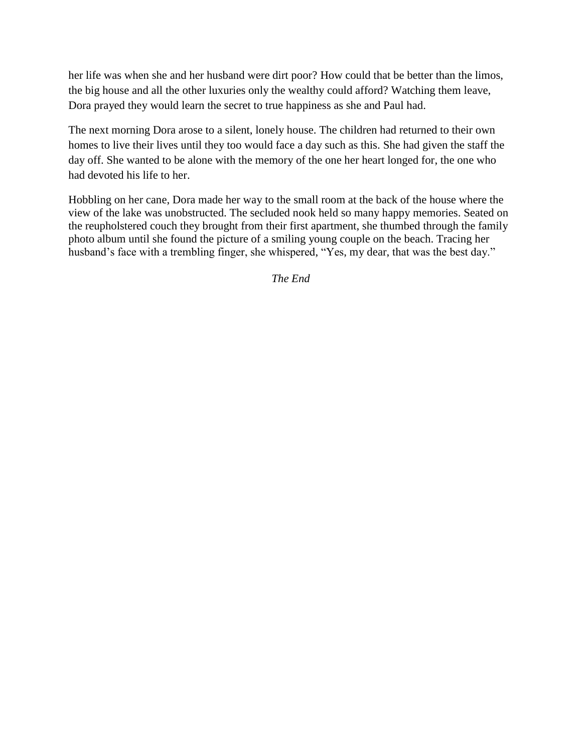her life was when she and her husband were dirt poor? How could that be better than the limos, the big house and all the other luxuries only the wealthy could afford? Watching them leave, Dora prayed they would learn the secret to true happiness as she and Paul had.

The next morning Dora arose to a silent, lonely house. The children had returned to their own homes to live their lives until they too would face a day such as this. She had given the staff the day off. She wanted to be alone with the memory of the one her heart longed for, the one who had devoted his life to her.

Hobbling on her cane, Dora made her way to the small room at the back of the house where the view of the lake was unobstructed. The secluded nook held so many happy memories. Seated on the reupholstered couch they brought from their first apartment, she thumbed through the family photo album until she found the picture of a smiling young couple on the beach. Tracing her husband's face with a trembling finger, she whispered, "Yes, my dear, that was the best day."

*The End*